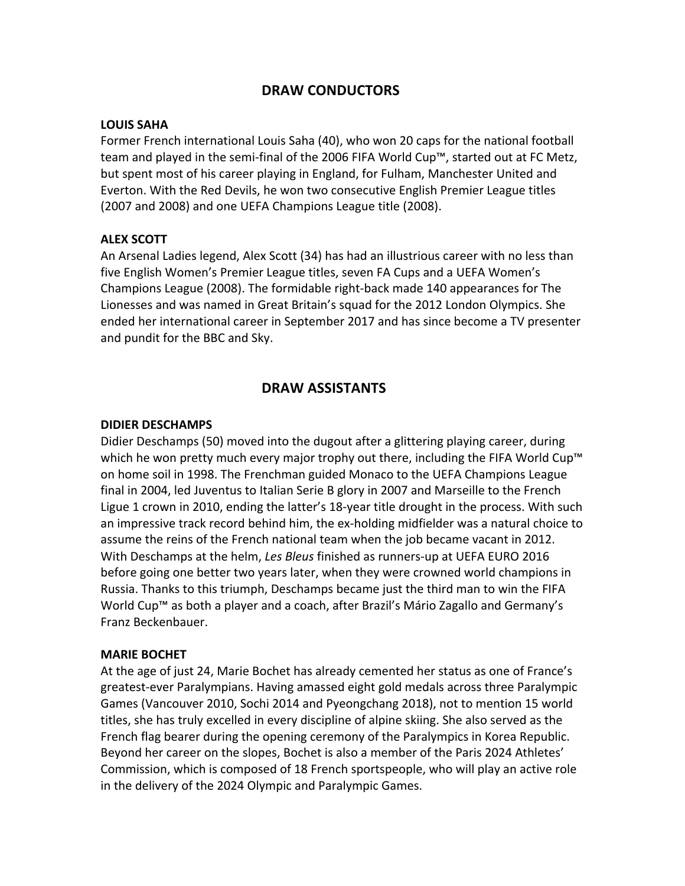## DRAW CONDUCTORS

### LOUIS SAHA

Former French international Louis Saha (40), who won 20 caps for the national football team and played in the semi-final of the 2006 FIFA World Cup™, started out at FC Metz, but spent most of his career playing in England, for Fulham, Manchester United and Everton. With the Red Devils, he won two consecutive English Premier League titles (2007 and 2008) and one UEFA Champions League title (2008).

### ALEX SCOTT

An Arsenal Ladies legend, Alex Scott (34) has had an illustrious career with no less than five English Women's Premier League titles, seven FA Cups and a UEFA Women's Champions League (2008). The formidable right-back made 140 appearances for The Lionesses and was named in Great Britain's squad for the 2012 London Olympics. She ended her international career in September 2017 and has since become a TV presenter and pundit for the BBC and Sky.

## DRAW ASSISTANTS

### DIDIER DESCHAMPS

Didier Deschamps (50) moved into the dugout after a glittering playing career, during which he won pretty much every major trophy out there, including the FIFA World Cup™ on home soil in 1998. The Frenchman guided Monaco to the UEFA Champions League final in 2004, led Juventus to Italian Serie B glory in 2007 and Marseille to the French Ligue 1 crown in 2010, ending the latter's 18-year title drought in the process. With such an impressive track record behind him, the ex-holding midfielder was a natural choice to assume the reins of the French national team when the job became vacant in 2012. With Deschamps at the helm, *Les Bleus* finished as runners-up at UEFA EURO 2016 before going one better two years later, when they were crowned world champions in Russia. Thanks to this triumph, Deschamps became just the third man to win the FIFA World Cup™ as both a player and a coach, after Brazil's Mário Zagallo and Germany's Franz Beckenbauer.

### MARIE BOCHET

At the age of just 24, Marie Bochet has already cemented her status as one of France's greatest-ever Paralympians. Having amassed eight gold medals across three Paralympic Games (Vancouver 2010, Sochi 2014 and Pyeongchang 2018), not to mention 15 world titles, she has truly excelled in every discipline of alpine skiing. She also served as the French flag bearer during the opening ceremony of the Paralympics in Korea Republic. Beyond her career on the slopes, Bochet is also a member of the Paris 2024 Athletes' Commission, which is composed of 18 French sportspeople, who will play an active role in the delivery of the 2024 Olympic and Paralympic Games.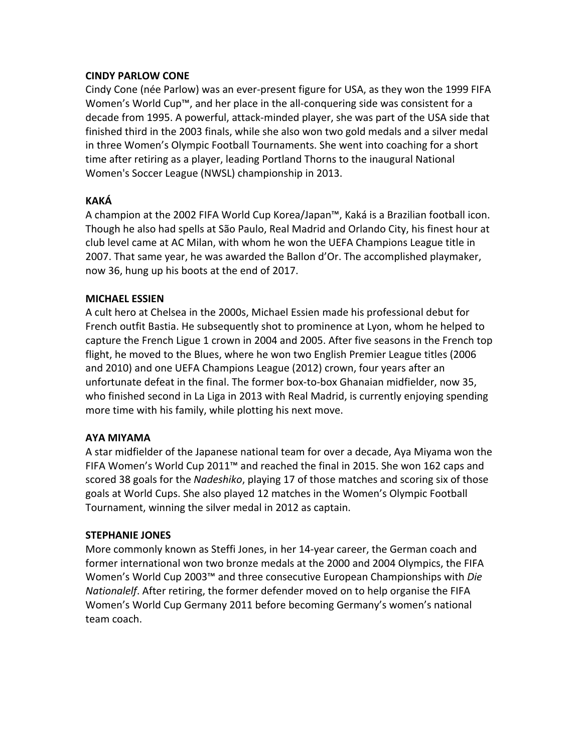**CINDY PARLOW CONE**

Cindy Cone (née Parlow) was an ever-present figure for USA, as they won the 1999 FIFA Women's World Cup™, and her place in the all-conquering side was consistent for a decade from 1995. A powerful, attack-minded player, she was part of the USA side that finished third in the 2003 finals, while she also won two gold medals and a silver medal in three Women's Olympic Football Tournaments. She went into coaching for a short time after retiring as a player, leading Portland Thorns to the inaugural National Women's Soccer League (NWSL) championship in 2013.

**KAKÁ**

A champion at the 2002 FIFA World Cup Korea/Japan™, Kaká is a Brazilian football icon. Though he also had spells at São Paulo, Real Madrid and Orlando City, his finest hour at club level came at AC Milan, with whom he won the UEFA Champions League title in 2007. That same year, he was awarded the Ballon d'Or. The accomplished playmaker, now 36, hung up his boots at the end of 2017.

**MICHAEL ESSIEN**

A cult hero at Chelsea in the 2000s, Michael Essien made his professional debut for French outfit Bastia. He subsequently shot to prominence at Lyon, whom he helped to capture the French Ligue 1 crown in 2004 and 2005. After five seasons in the French top flight, he moved to the Blues, where he won two English Premier League titles (2006 and 2010) and one UEFA Champions League (2012) crown, four years after an unfortunate defeat in the final. The former box-to-box Ghanaian midfielder, now 35, who finished second in La Liga in 2013 with Real Madrid, is currently enjoying spending more time with his family, while plotting his next move.

**AYA MIYAMA**

A star midfielder of the Japanese national team for over a decade, Aya Miyama won the FIFA Women's World Cup 2011™ and reached the final in 2015. She won 162 caps and scored 38 goals for the *Nadeshiko*, playing 17 of those matches and scoring six of those goals at World Cups. She also played 12 matches in the Women's Olympic Football Tournament, winning the silver medal in 2012 as captain.

**STEPHANIE JONES**

More commonly known as Steffi Jones, in her 14-year career, the German coach and former international won two bronze medals at the 2000 and 2004 Olympics, the FIFA Women's World Cup 2003™ and three consecutive European Championships with *Die Nationalelf*. After retiring, the former defender moved on to help organise the FIFA Women's World Cup Germany 2011 before becoming Germany's women's national team coach.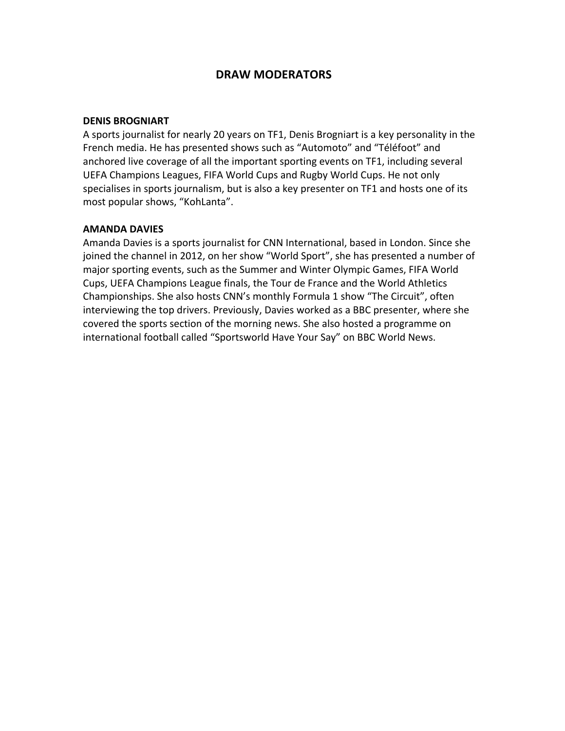# DRAW MODERATORS

**DENIS BROGNIART**

A sports journalist for nearly 20 years on TF1, Denis Brogniart is a key personality in the French media. He has presented shows such as “Automoto” and “Téléfoot” and anchored live coverage of all the important sporting events on TF1, including several UEFA Champions Leagues, FIFA World Cups and Rugby World Cups. He not only specialises in sports journalism, but is also a key presenter on TF1 and hosts one of its most popular shows, “KohLanta”.

**AMANDA DAVIES**

Amanda Davies is a sports journalist for CNN International, based in London. Since she joined the channel in 2012, on her show “World Sport”, she has presented a number of major sporting events, such as the Summer and Winter Olympic Games, FIFA World Cups, UEFA Champions League finals, the Tour de France and the World Athletics Championships. She also hosts CNN’s monthly Formula 1 show “The Circuit”, often interviewing the top drivers. Previously, Davies worked as a BBC presenter, where she covered the sports section of the morning news. She also hosted a programme on international football called “Sportsworld Have Your Say” on BBC World News.